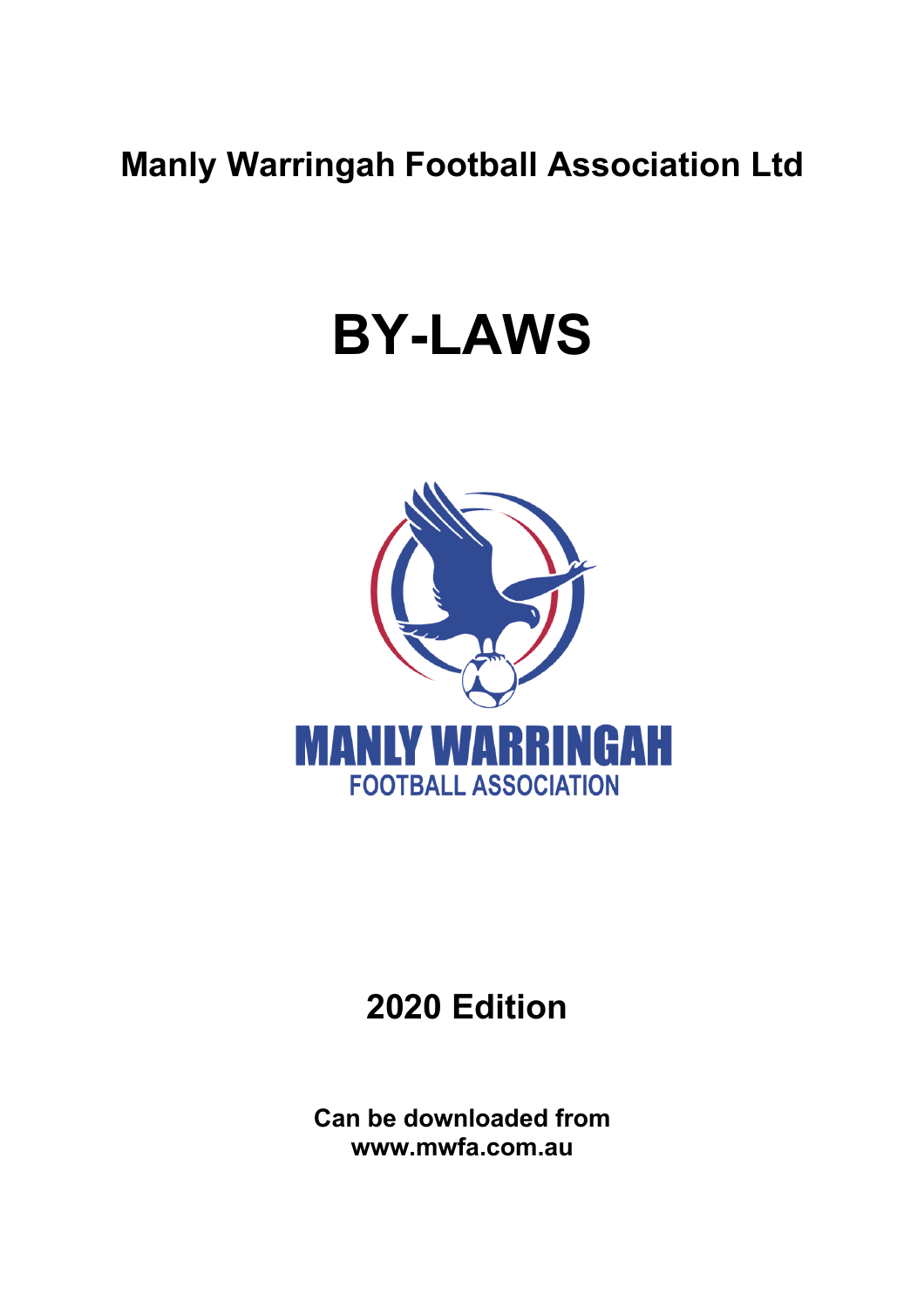**Manly Warringah Football Association Ltd**

# BY-LAWS

MANLY WARRINGAH
FOOTBALL ASSOCIATION

## 2020 Edition

**Can be downloaded from**
**www.mwfa.com.au**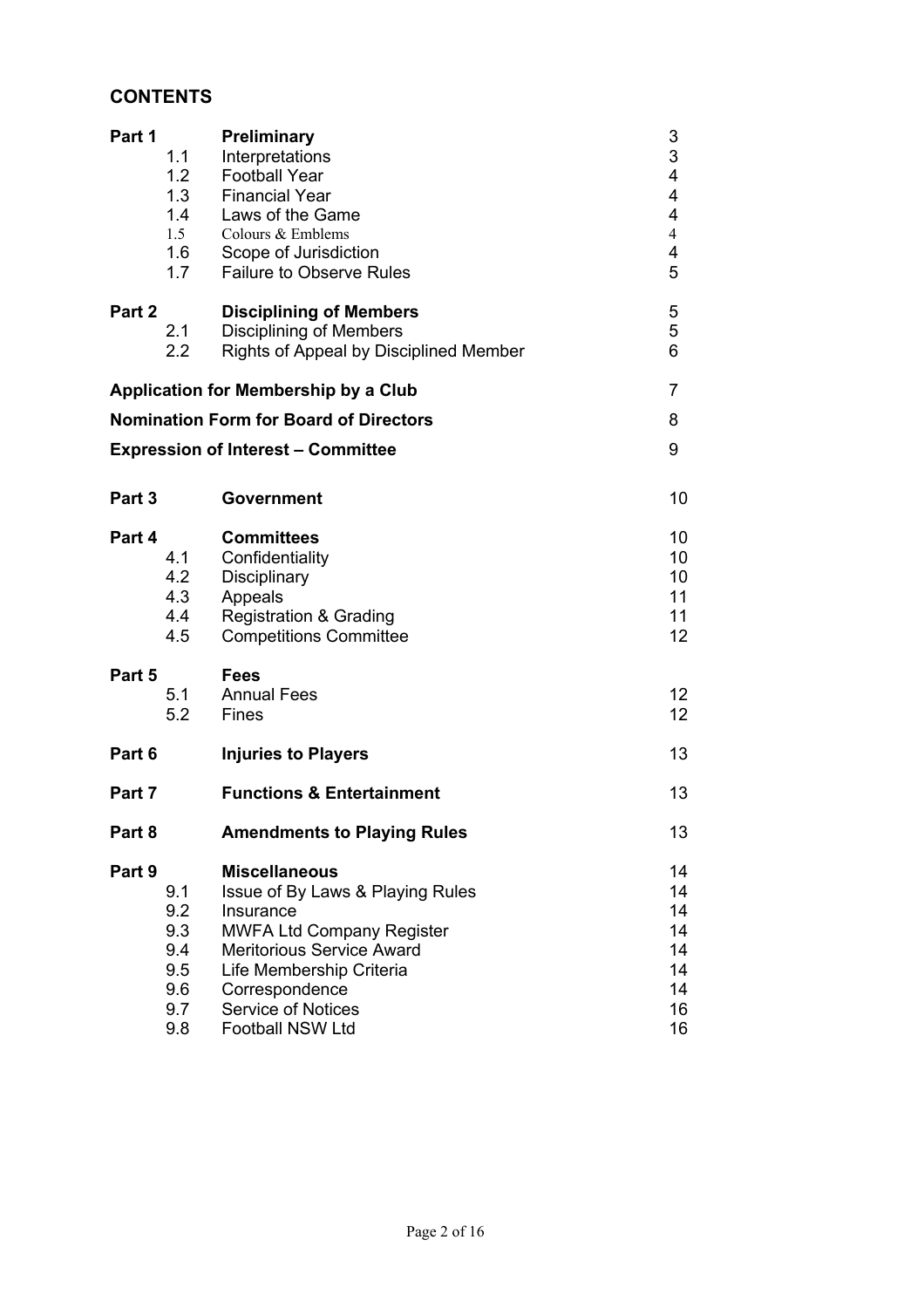## CONTENTS

| | | | |
|---|---|---|---|
| **Part 1** | | **Preliminary** | 3 |
| | 1.1 | Interpretations | 3 |
| | 1.2 | Football Year | 4 |
| | 1.3 | Financial Year | 4 |
| | 1.4 | Laws of the Game | 4 |
| | 1.5 | Colours & Emblems | 4 |
| | 1.6 | Scope of Jurisdiction | 4 |
| | 1.7 | Failure to Observe Rules | 5 |
| **Part 2** | | **Disciplining of Members** | 5 |
| | 2.1 | Disciplining of Members | 5 |
| | 2.2 | Rights of Appeal by Disciplined Member | 6 |
| **Application for Membership by a Club** | | | 7 |
| **Nomination Form for Board of Directors** | | | 8 |
| **Expression of Interest – Committee** | | | 9 |
| **Part 3** | | **Government** | 10 |
| **Part 4** | | **Committees** | 10 |
| | 4.1 | Confidentiality | 10 |
| | 4.2 | Disciplinary | 10 |
| | 4.3 | Appeals | 11 |
| | 4.4 | Registration & Grading | 11 |
| | 4.5 | Competitions Committee | 12 |
| **Part 5** | | **Fees** | |
| | 5.1 | Annual Fees | 12 |
| | 5.2 | Fines | 12 |
| **Part 6** | | **Injuries to Players** | 13 |
| **Part 7** | | **Functions & Entertainment** | 13 |
| **Part 8** | | **Amendments to Playing Rules** | 13 |
| **Part 9** | | **Miscellaneous** | 14 |
| | 9.1 | Issue of By Laws & Playing Rules | 14 |
| | 9.2 | Insurance | 14 |
| | 9.3 | MWFA Ltd Company Register | 14 |
| | 9.4 | Meritorious Service Award | 14 |
| | 9.5 | Life Membership Criteria | 14 |
| | 9.6 | Correspondence | 14 |
| | 9.7 | Service of Notices | 16 |
| | 9.8 | Football NSW Ltd | 16 |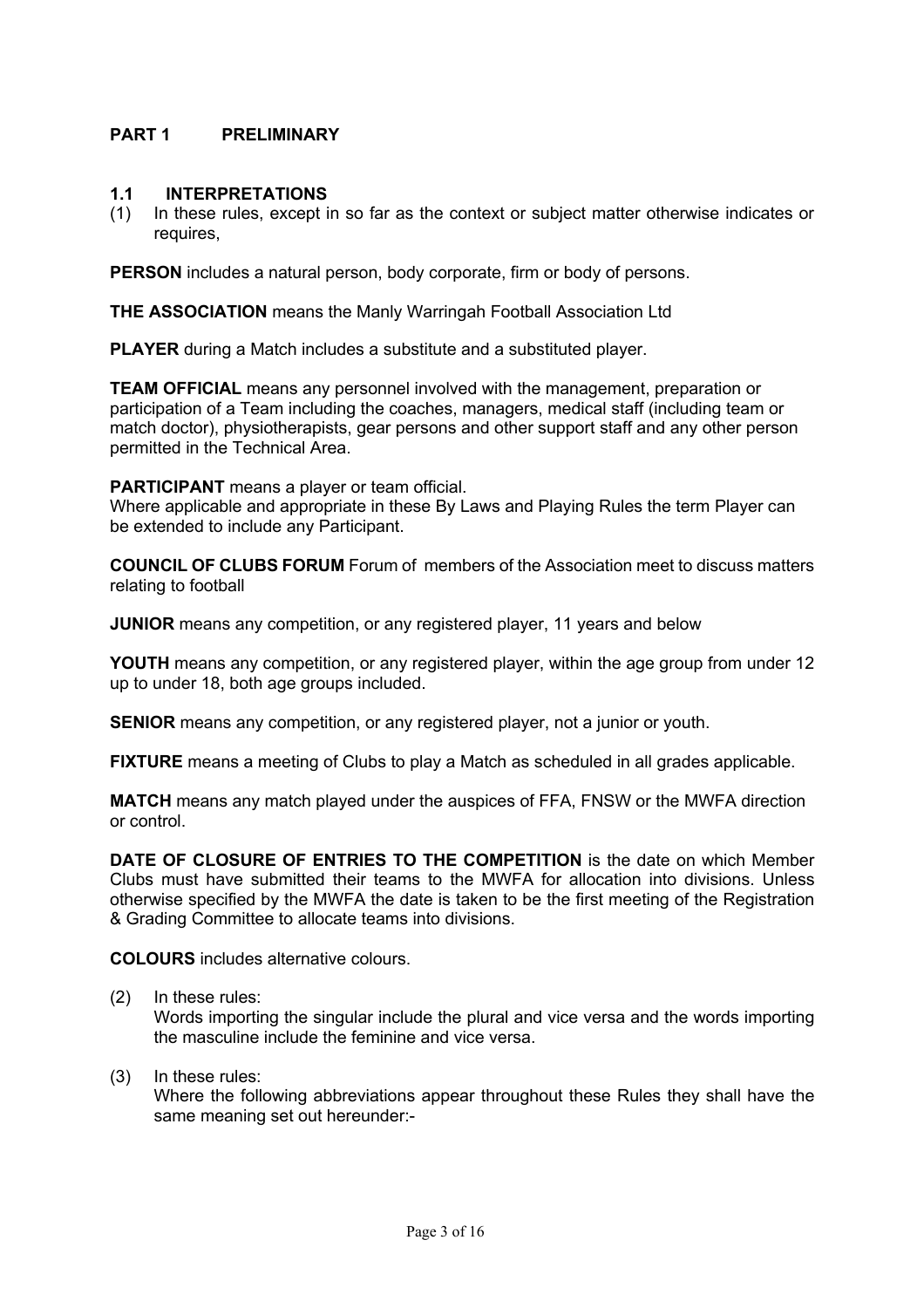## PART 1 PRELIMINARY

### 1.1 INTERPRETATIONS

(1) In these rules, except in so far as the context or subject matter otherwise indicates or requires,

**PERSON** includes a natural person, body corporate, firm or body of persons.

**THE ASSOCIATION** means the Manly Warringah Football Association Ltd

**PLAYER** during a Match includes a substitute and a substituted player.

**TEAM OFFICIAL** means any personnel involved with the management, preparation or participation of a Team including the coaches, managers, medical staff (including team or match doctor), physiotherapists, gear persons and other support staff and any other person permitted in the Technical Area.

**PARTICIPANT** means a player or team official.
Where applicable and appropriate in these By Laws and Playing Rules the term Player can be extended to include any Participant.

**COUNCIL OF CLUBS FORUM** Forum of members of the Association meet to discuss matters relating to football

**JUNIOR** means any competition, or any registered player, 11 years and below

**YOUTH** means any competition, or any registered player, within the age group from under 12 up to under 18, both age groups included.

**SENIOR** means any competition, or any registered player, not a junior or youth.

**FIXTURE** means a meeting of Clubs to play a Match as scheduled in all grades applicable.

**MATCH** means any match played under the auspices of FFA, FNSW or the MWFA direction or control.

**DATE OF CLOSURE OF ENTRIES TO THE COMPETITION** is the date on which Member Clubs must have submitted their teams to the MWFA for allocation into divisions. Unless otherwise specified by the MWFA the date is taken to be the first meeting of the Registration & Grading Committee to allocate teams into divisions.

**COLOURS** includes alternative colours.

(2) In these rules:
Words importing the singular include the plural and vice versa and the words importing the masculine include the feminine and vice versa.

(3) In these rules:
Where the following abbreviations appear throughout these Rules they shall have the same meaning set out hereunder:-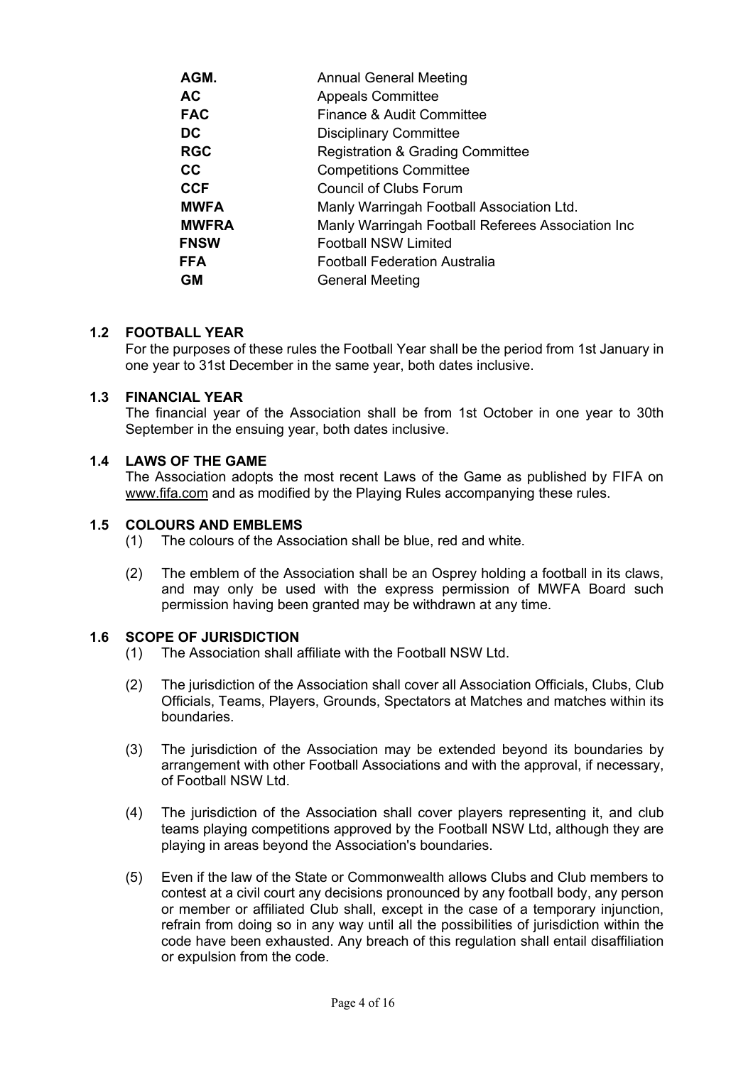| | |
|---|---|
| **AGM.** | Annual General Meeting |
| **AC** | Appeals Committee |
| **FAC** | Finance & Audit Committee |
| **DC** | Disciplinary Committee |
| **RGC** | Registration & Grading Committee |
| **CC** | Competitions Committee |
| **CCF** | Council of Clubs Forum |
| **MWFA** | Manly Warringah Football Association Ltd. |
| **MWFRA** | Manly Warringah Football Referees Association Inc |
| **FNSW** | Football NSW Limited |
| **FFA** | Football Federation Australia |
| **GM** | General Meeting |

### 1.2 FOOTBALL YEAR

For the purposes of these rules the Football Year shall be the period from 1st January in one year to 31st December in the same year, both dates inclusive.

### 1.3 FINANCIAL YEAR

The financial year of the Association shall be from 1st October in one year to 30th September in the ensuing year, both dates inclusive.

### 1.4 LAWS OF THE GAME

The Association adopts the most recent Laws of the Game as published by FIFA on www.fifa.com and as modified by the Playing Rules accompanying these rules.

### 1.5 COLOURS AND EMBLEMS

(1) The colours of the Association shall be blue, red and white.

(2) The emblem of the Association shall be an Osprey holding a football in its claws, and may only be used with the express permission of MWFA Board such permission having been granted may be withdrawn at any time.

### 1.6 SCOPE OF JURISDICTION

(1) The Association shall affiliate with the Football NSW Ltd.

(2) The jurisdiction of the Association shall cover all Association Officials, Clubs, Club Officials, Teams, Players, Grounds, Spectators at Matches and matches within its boundaries.

(3) The jurisdiction of the Association may be extended beyond its boundaries by arrangement with other Football Associations and with the approval, if necessary, of Football NSW Ltd.

(4) The jurisdiction of the Association shall cover players representing it, and club teams playing competitions approved by the Football NSW Ltd, although they are playing in areas beyond the Association's boundaries.

(5) Even if the law of the State or Commonwealth allows Clubs and Club members to contest at a civil court any decisions pronounced by any football body, any person or member or affiliated Club shall, except in the case of a temporary injunction, refrain from doing so in any way until all the possibilities of jurisdiction within the code have been exhausted. Any breach of this regulation shall entail disaffiliation or expulsion from the code.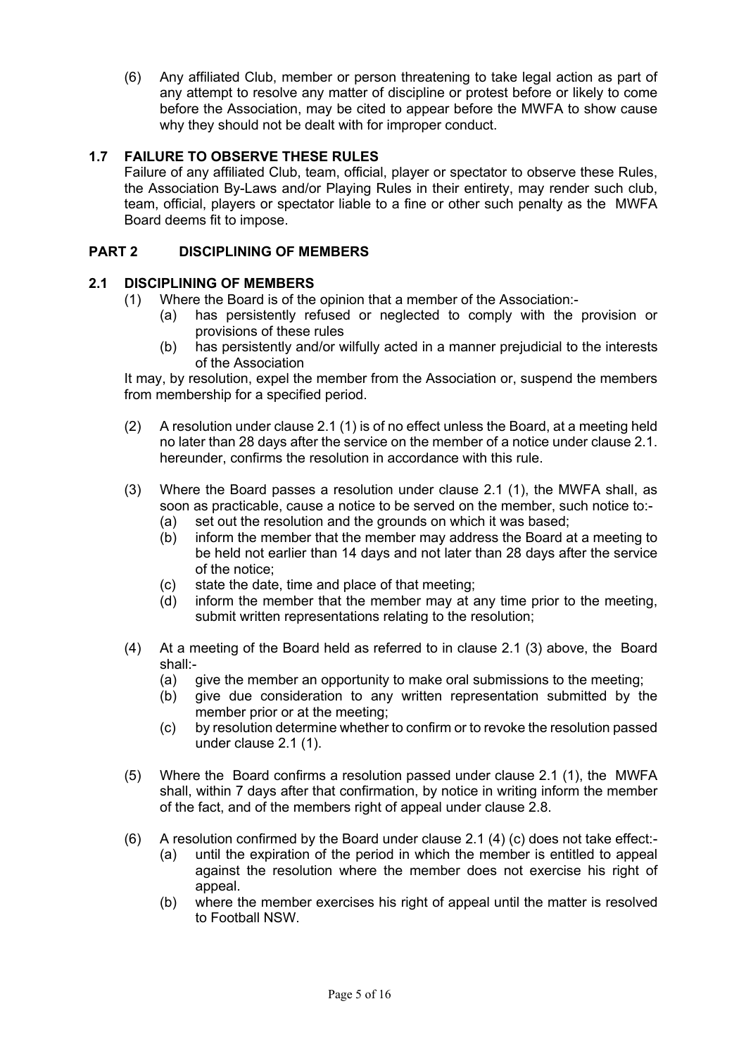(6) Any affiliated Club, member or person threatening to take legal action as part of any attempt to resolve any matter of discipline or protest before or likely to come before the Association, may be cited to appear before the MWFA to show cause why they should not be dealt with for improper conduct.

### 1.7 FAILURE TO OBSERVE THESE RULES

Failure of any affiliated Club, team, official, player or spectator to observe these Rules, the Association By-Laws and/or Playing Rules in their entirety, may render such club, team, official, players or spectator liable to a fine or other such penalty as the MWFA Board deems fit to impose.

## PART 2 DISCIPLINING OF MEMBERS

### 2.1 DISCIPLINING OF MEMBERS

(1) Where the Board is of the opinion that a member of the Association:-

- (a) has persistently refused or neglected to comply with the provision or provisions of these rules
- (b) has persistently and/or wilfully acted in a manner prejudicial to the interests of the Association

It may, by resolution, expel the member from the Association or, suspend the members from membership for a specified period.

(2) A resolution under clause 2.1 (1) is of no effect unless the Board, at a meeting held no later than 28 days after the service on the member of a notice under clause 2.1. hereunder, confirms the resolution in accordance with this rule.

(3) Where the Board passes a resolution under clause 2.1 (1), the MWFA shall, as soon as practicable, cause a notice to be served on the member, such notice to:-

- (a) set out the resolution and the grounds on which it was based;
- (b) inform the member that the member may address the Board at a meeting to be held not earlier than 14 days and not later than 28 days after the service of the notice;
- (c) state the date, time and place of that meeting;
- (d) inform the member that the member may at any time prior to the meeting, submit written representations relating to the resolution;

(4) At a meeting of the Board held as referred to in clause 2.1 (3) above, the Board shall:-

- (a) give the member an opportunity to make oral submissions to the meeting;
- (b) give due consideration to any written representation submitted by the member prior or at the meeting;
- (c) by resolution determine whether to confirm or to revoke the resolution passed under clause 2.1 (1).

(5) Where the Board confirms a resolution passed under clause 2.1 (1), the MWFA shall, within 7 days after that confirmation, by notice in writing inform the member of the fact, and of the members right of appeal under clause 2.8.

(6) A resolution confirmed by the Board under clause 2.1 (4) (c) does not take effect:-

- (a) until the expiration of the period in which the member is entitled to appeal against the resolution where the member does not exercise his right of appeal.
- (b) where the member exercises his right of appeal until the matter is resolved to Football NSW.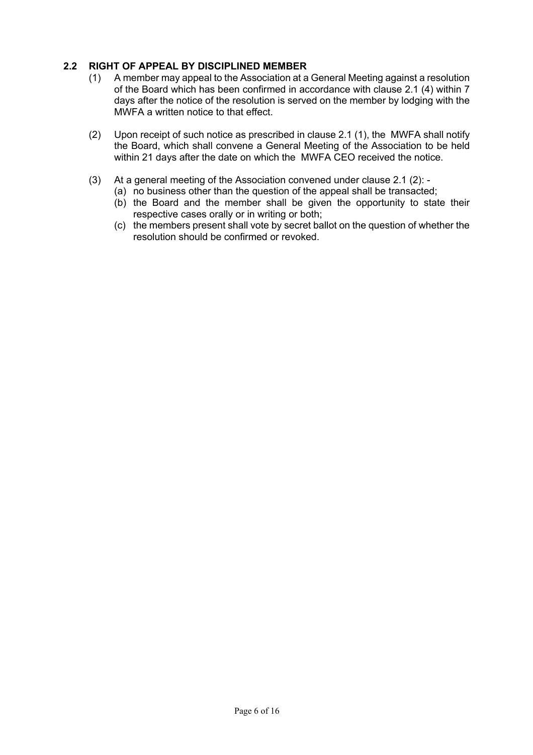## 2.2 RIGHT OF APPEAL BY DISCIPLINED MEMBER

(1) A member may appeal to the Association at a General Meeting against a resolution of the Board which has been confirmed in accordance with clause 2.1 (4) within 7 days after the notice of the resolution is served on the member by lodging with the MWFA a written notice to that effect.

(2) Upon receipt of such notice as prescribed in clause 2.1 (1), the MWFA shall notify the Board, which shall convene a General Meeting of the Association to be held within 21 days after the date on which the MWFA CEO received the notice.

(3) At a general meeting of the Association convened under clause 2.1 (2): -
   - (a) no business other than the question of the appeal shall be transacted;
   - (b) the Board and the member shall be given the opportunity to state their respective cases orally or in writing or both;
   - (c) the members present shall vote by secret ballot on the question of whether the resolution should be confirmed or revoked.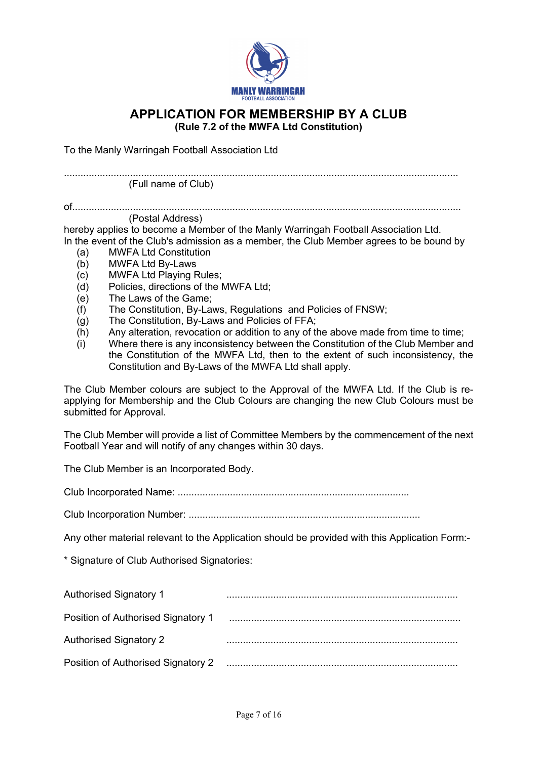# APPLICATION FOR MEMBERSHIP BY A CLUB

**(Rule 7.2 of the MWFA Ltd Constitution)**

To the Manly Warringah Football Association Ltd

..............................................................................................................................................
(Full name of Club)

of..........................................................................................................................................
(Postal Address)

hereby applies to become a Member of the Manly Warringah Football Association Ltd.
In the event of the Club's admission as a member, the Club Member agrees to be bound by

- (a) MWFA Ltd Constitution
- (b) MWFA Ltd By-Laws
- (c) MWFA Ltd Playing Rules;
- (d) Policies, directions of the MWFA Ltd;
- (e) The Laws of the Game;
- (f) The Constitution, By-Laws, Regulations and Policies of FNSW;
- (g) The Constitution, By-Laws and Policies of FFA;
- (h) Any alteration, revocation or addition to any of the above made from time to time;
- (i) Where there is any inconsistency between the Constitution of the Club Member and the Constitution of the MWFA Ltd, then to the extent of such inconsistency, the Constitution and By-Laws of the MWFA Ltd shall apply.

The Club Member colours are subject to the Approval of the MWFA Ltd. If the Club is re-applying for Membership and the Club Colours are changing the new Club Colours must be submitted for Approval.

The Club Member will provide a list of Committee Members by the commencement of the next Football Year and will notify of any changes within 30 days.

The Club Member is an Incorporated Body.

Club Incorporated Name: ....................................................................................

Club Incorporation Number: ....................................................................................

Any other material relevant to the Application should be provided with this Application Form:-

\* Signature of Club Authorised Signatories:

Authorised Signatory 1 ....................................................................................

Position of Authorised Signatory 1 ....................................................................................

Authorised Signatory 2 ....................................................................................

Position of Authorised Signatory 2 ....................................................................................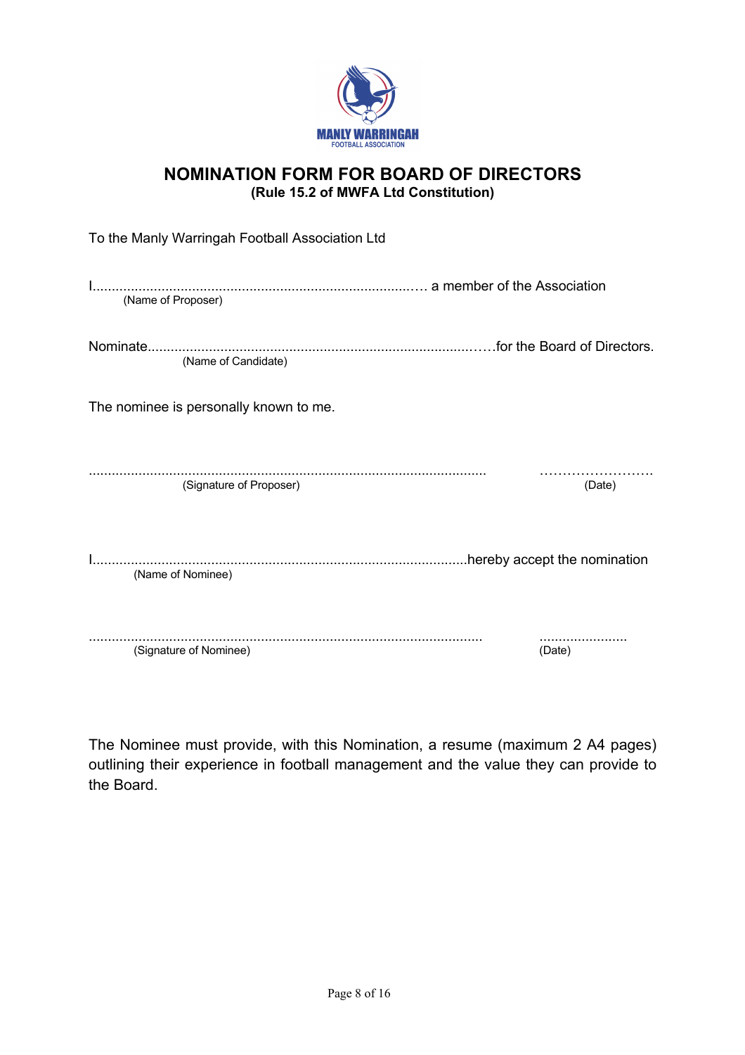MANLY WARRINGAH
FOOTBALL ASSOCIATION

# NOMINATION FORM FOR BOARD OF DIRECTORS

**(Rule 15.2 of MWFA Ltd Constitution)**

To the Manly Warringah Football Association Ltd

I...................................................................................…. a member of the Association
(Name of Proposer)

Nominate.......................................................................................…..for the Board of Directors.
(Name of Candidate)

The nominee is personally known to me.

...................................................................................................... ……………………….
(Signature of Proposer) (Date)

I................................................................................................hereby accept the nomination
(Name of Nominee)

..................................................................................................... ......................
(Signature of Nominee) (Date)

The Nominee must provide, with this Nomination, a resume (maximum 2 A4 pages) outlining their experience in football management and the value they can provide to the Board.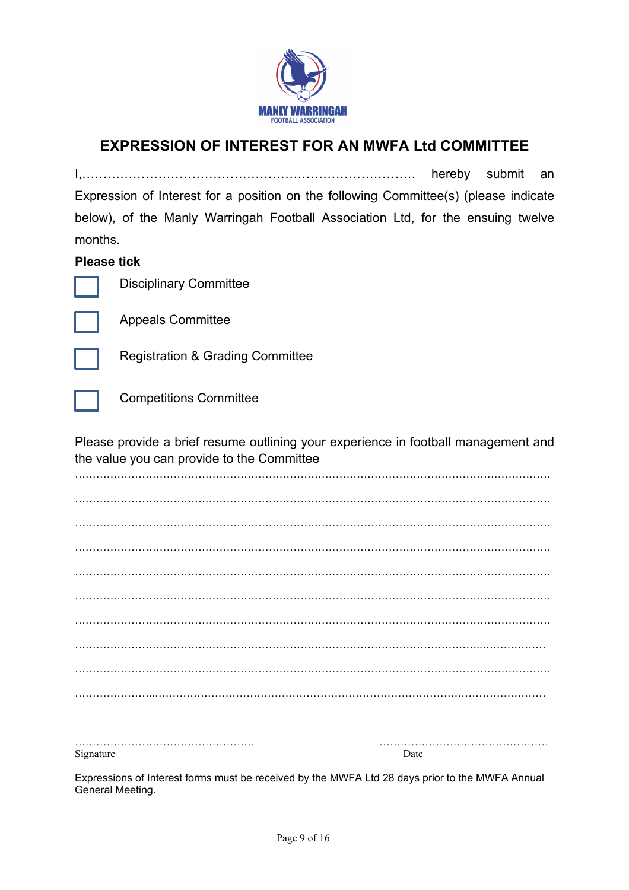MANLY WARRINGAH
FOOTBALL ASSOCIATION

# EXPRESSION OF INTEREST FOR AN MWFA Ltd COMMITTEE

I,…………………………………………………………………… hereby submit an Expression of Interest for a position on the following Committee(s) (please indicate below), of the Manly Warringah Football Association Ltd, for the ensuing twelve months.

**Please tick**

- [ ] Disciplinary Committee
- [ ] Appeals Committee
- [ ] Registration & Grading Committee
- [ ] Competitions Committee

Please provide a brief resume outlining your experience in football management and the value you can provide to the Committee

……………………………………………………………………………………………………………………

……………………………………………………………………………………………………………………

……………………………………………………………………………………………………………………

……………………………………………………………………………………………………………………

……………………………………………………………………………………………………………………

……………………………………………………………………………………………………………………

……………………………………………………………………………………………………………………

……………………………………………………………………………………………………………………

……………………………………………………………………………………………………………………

……………………………………………………………………………………………………………………

……………………………………………… ……………………………………………

Signature Date

Expressions of Interest forms must be received by the MWFA Ltd 28 days prior to the MWFA Annual General Meeting.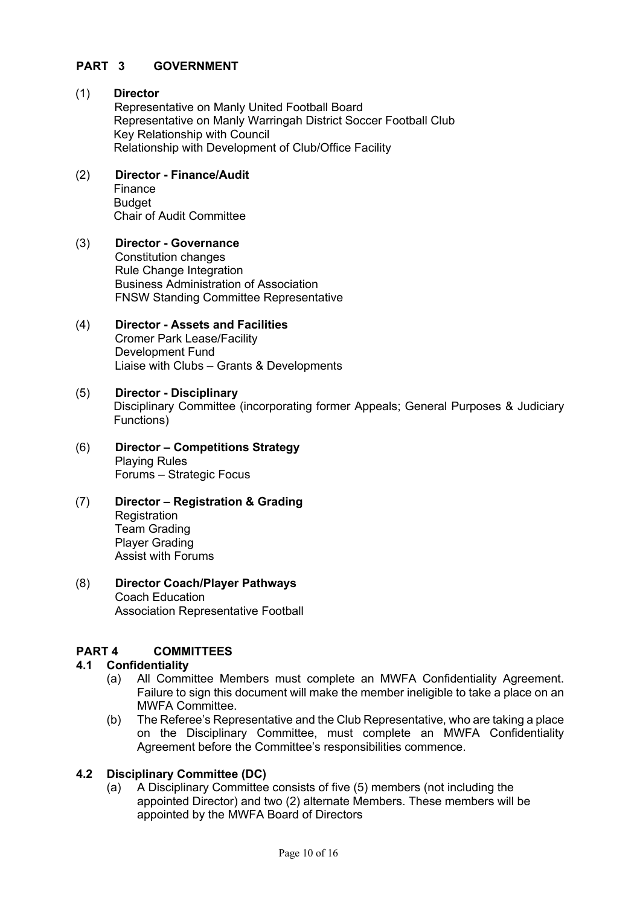## PART 3 GOVERNMENT

(1) **Director**
Representative on Manly United Football Board
Representative on Manly Warringah District Soccer Football Club
Key Relationship with Council
Relationship with Development of Club/Office Facility

(2) **Director - Finance/Audit**
Finance
Budget
Chair of Audit Committee

(3) **Director - Governance**
Constitution changes
Rule Change Integration
Business Administration of Association
FNSW Standing Committee Representative

(4) **Director - Assets and Facilities**
Cromer Park Lease/Facility
Development Fund
Liaise with Clubs – Grants & Developments

(5) **Director - Disciplinary**
Disciplinary Committee (incorporating former Appeals; General Purposes & Judiciary Functions)

(6) **Director – Competitions Strategy**
Playing Rules
Forums – Strategic Focus

(7) **Director – Registration & Grading**
Registration
Team Grading
Player Grading
Assist with Forums

(8) **Director Coach/Player Pathways**
Coach Education
Association Representative Football

## PART 4 COMMITTEES

### 4.1 Confidentiality

(a) All Committee Members must complete an MWFA Confidentiality Agreement. Failure to sign this document will make the member ineligible to take a place on an MWFA Committee.

(b) The Referee's Representative and the Club Representative, who are taking a place on the Disciplinary Committee, must complete an MWFA Confidentiality Agreement before the Committee's responsibilities commence.

### 4.2 Disciplinary Committee (DC)

(a) A Disciplinary Committee consists of five (5) members (not including the appointed Director) and two (2) alternate Members. These members will be appointed by the MWFA Board of Directors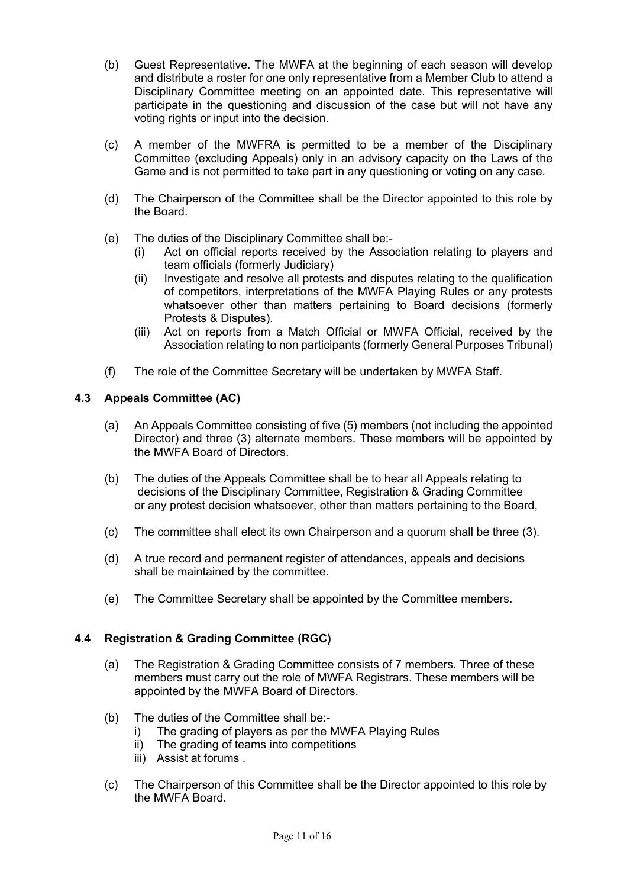(b) Guest Representative. The MWFA at the beginning of each season will develop and distribute a roster for one only representative from a Member Club to attend a Disciplinary Committee meeting on an appointed date. This representative will participate in the questioning and discussion of the case but will not have any voting rights or input into the decision.

(c) A member of the MWFRA is permitted to be a member of the Disciplinary Committee (excluding Appeals) only in an advisory capacity on the Laws of the Game and is not permitted to take part in any questioning or voting on any case.

(d) The Chairperson of the Committee shall be the Director appointed to this role by the Board.

(e) The duties of the Disciplinary Committee shall be:-
   (i) Act on official reports received by the Association relating to players and team officials (formerly Judiciary)
   (ii) Investigate and resolve all protests and disputes relating to the qualification of competitors, interpretations of the MWFA Playing Rules or any protests whatsoever other than matters pertaining to Board decisions (formerly Protests & Disputes).
   (iii) Act on reports from a Match Official or MWFA Official, received by the Association relating to non participants (formerly General Purposes Tribunal)

(f) The role of the Committee Secretary will be undertaken by MWFA Staff.

### 4.3 Appeals Committee (AC)

(a) An Appeals Committee consisting of five (5) members (not including the appointed Director) and three (3) alternate members. These members will be appointed by the MWFA Board of Directors.

(b) The duties of the Appeals Committee shall be to hear all Appeals relating to decisions of the Disciplinary Committee, Registration & Grading Committee or any protest decision whatsoever, other than matters pertaining to the Board,

(c) The committee shall elect its own Chairperson and a quorum shall be three (3).

(d) A true record and permanent register of attendances, appeals and decisions shall be maintained by the committee.

(e) The Committee Secretary shall be appointed by the Committee members.

### 4.4 Registration & Grading Committee (RGC)

(a) The Registration & Grading Committee consists of 7 members. Three of these members must carry out the role of MWFA Registrars. These members will be appointed by the MWFA Board of Directors.

(b) The duties of the Committee shall be:-
   i) The grading of players as per the MWFA Playing Rules
   ii) The grading of teams into competitions
   iii) Assist at forums .

(c) The Chairperson of this Committee shall be the Director appointed to this role by the MWFA Board.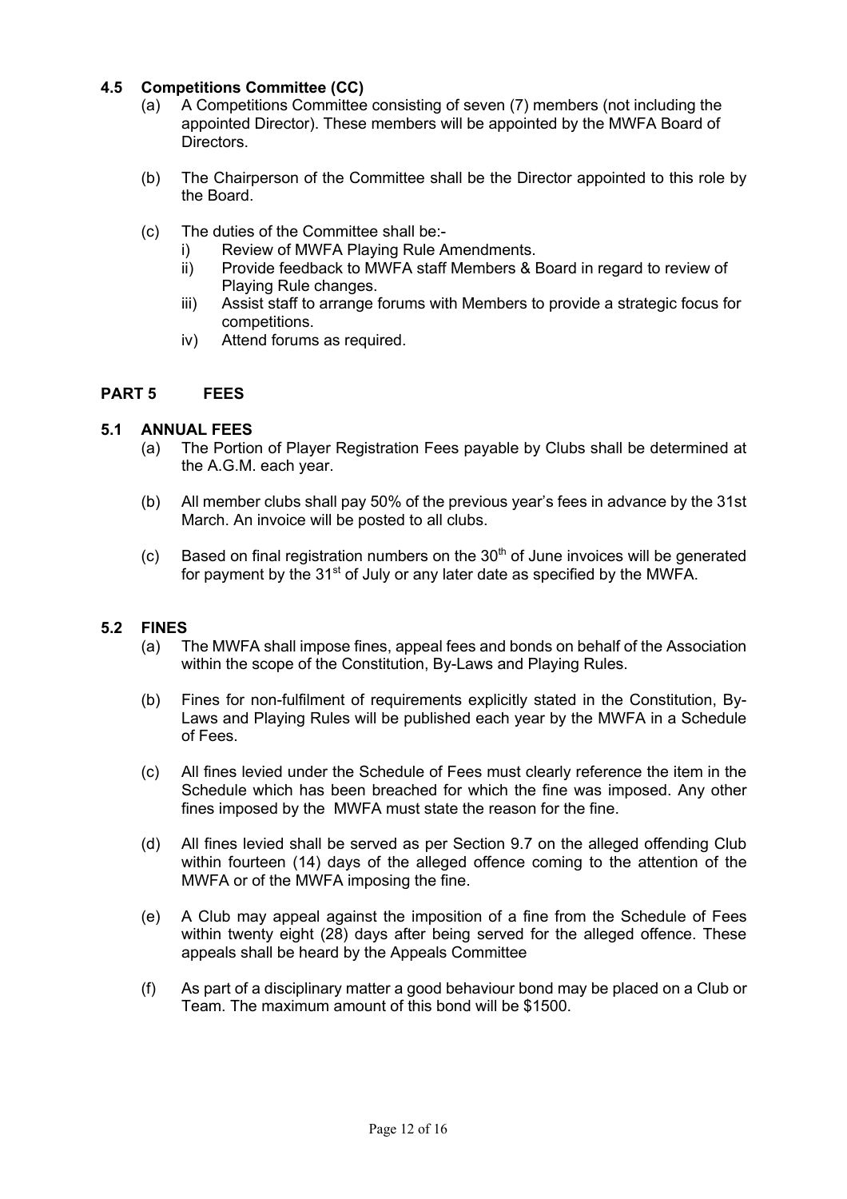### 4.5 Competitions Committee (CC)

(a) A Competitions Committee consisting of seven (7) members (not including the appointed Director). These members will be appointed by the MWFA Board of Directors.

(b) The Chairperson of the Committee shall be the Director appointed to this role by the Board.

(c) The duties of the Committee shall be:-

i) Review of MWFA Playing Rule Amendments.

ii) Provide feedback to MWFA staff Members & Board in regard to review of Playing Rule changes.

iii) Assist staff to arrange forums with Members to provide a strategic focus for competitions.

iv) Attend forums as required.

## PART 5 FEES

### 5.1 ANNUAL FEES

(a) The Portion of Player Registration Fees payable by Clubs shall be determined at the A.G.M. each year.

(b) All member clubs shall pay 50% of the previous year's fees in advance by the 31st March. An invoice will be posted to all clubs.

(c) Based on final registration numbers on the 30th of June invoices will be generated for payment by the 31st of July or any later date as specified by the MWFA.

### 5.2 FINES

(a) The MWFA shall impose fines, appeal fees and bonds on behalf of the Association within the scope of the Constitution, By-Laws and Playing Rules.

(b) Fines for non-fulfilment of requirements explicitly stated in the Constitution, By-Laws and Playing Rules will be published each year by the MWFA in a Schedule of Fees.

(c) All fines levied under the Schedule of Fees must clearly reference the item in the Schedule which has been breached for which the fine was imposed. Any other fines imposed by the MWFA must state the reason for the fine.

(d) All fines levied shall be served as per Section 9.7 on the alleged offending Club within fourteen (14) days of the alleged offence coming to the attention of the MWFA or of the MWFA imposing the fine.

(e) A Club may appeal against the imposition of a fine from the Schedule of Fees within twenty eight (28) days after being served for the alleged offence. These appeals shall be heard by the Appeals Committee

(f) As part of a disciplinary matter a good behaviour bond may be placed on a Club or Team. The maximum amount of this bond will be $1500.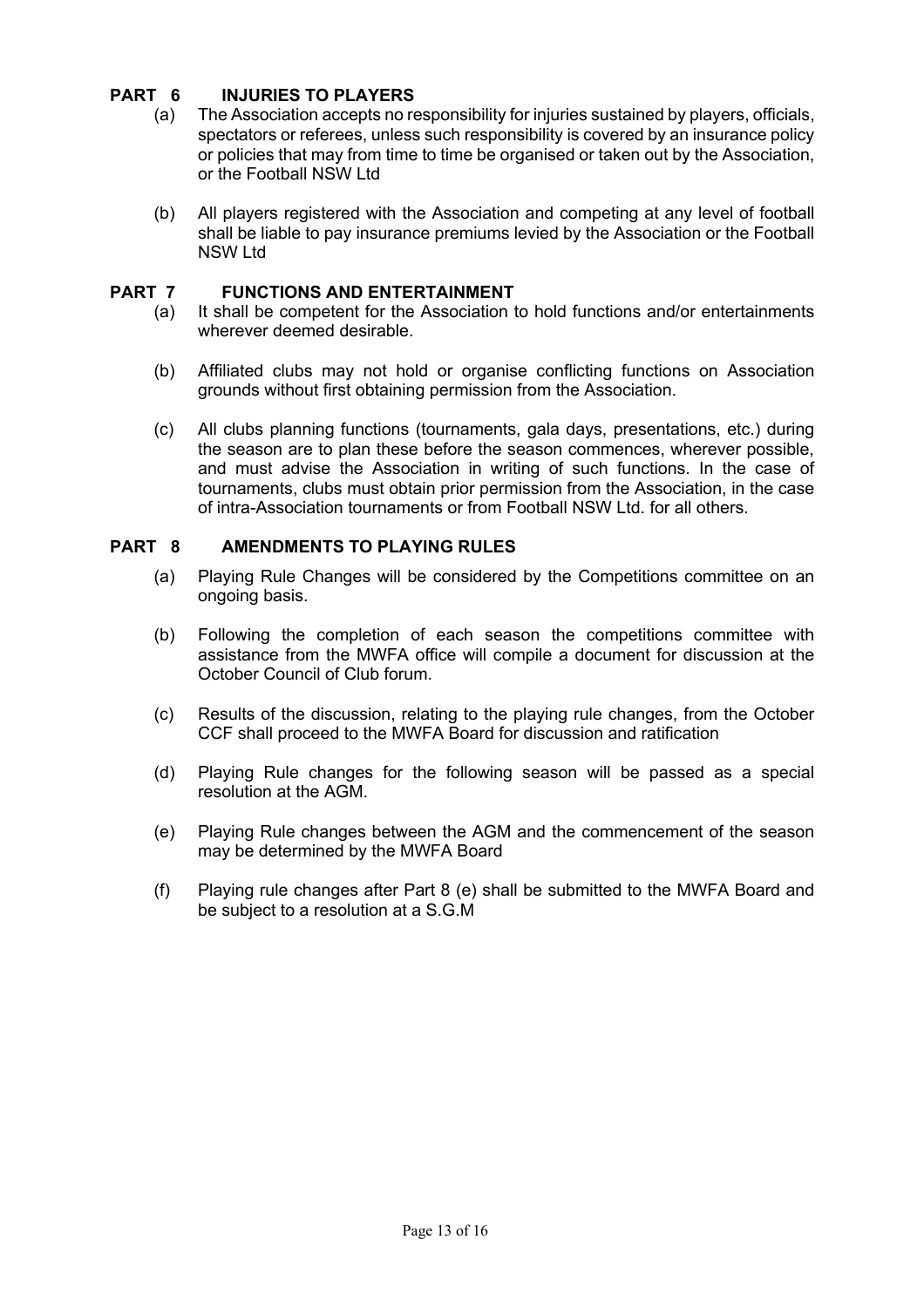## PART 6 INJURIES TO PLAYERS

(a) The Association accepts no responsibility for injuries sustained by players, officials, spectators or referees, unless such responsibility is covered by an insurance policy or policies that may from time to time be organised or taken out by the Association, or the Football NSW Ltd

(b) All players registered with the Association and competing at any level of football shall be liable to pay insurance premiums levied by the Association or the Football NSW Ltd

## PART 7 FUNCTIONS AND ENTERTAINMENT

(a) It shall be competent for the Association to hold functions and/or entertainments wherever deemed desirable.

(b) Affiliated clubs may not hold or organise conflicting functions on Association grounds without first obtaining permission from the Association.

(c) All clubs planning functions (tournaments, gala days, presentations, etc.) during the season are to plan these before the season commences, wherever possible, and must advise the Association in writing of such functions. In the case of tournaments, clubs must obtain prior permission from the Association, in the case of intra-Association tournaments or from Football NSW Ltd. for all others.

## PART 8 AMENDMENTS TO PLAYING RULES

(a) Playing Rule Changes will be considered by the Competitions committee on an ongoing basis.

(b) Following the completion of each season the competitions committee with assistance from the MWFA office will compile a document for discussion at the October Council of Club forum.

(c) Results of the discussion, relating to the playing rule changes, from the October CCF shall proceed to the MWFA Board for discussion and ratification

(d) Playing Rule changes for the following season will be passed as a special resolution at the AGM.

(e) Playing Rule changes between the AGM and the commencement of the season may be determined by the MWFA Board

(f) Playing rule changes after Part 8 (e) shall be submitted to the MWFA Board and be subject to a resolution at a S.G.M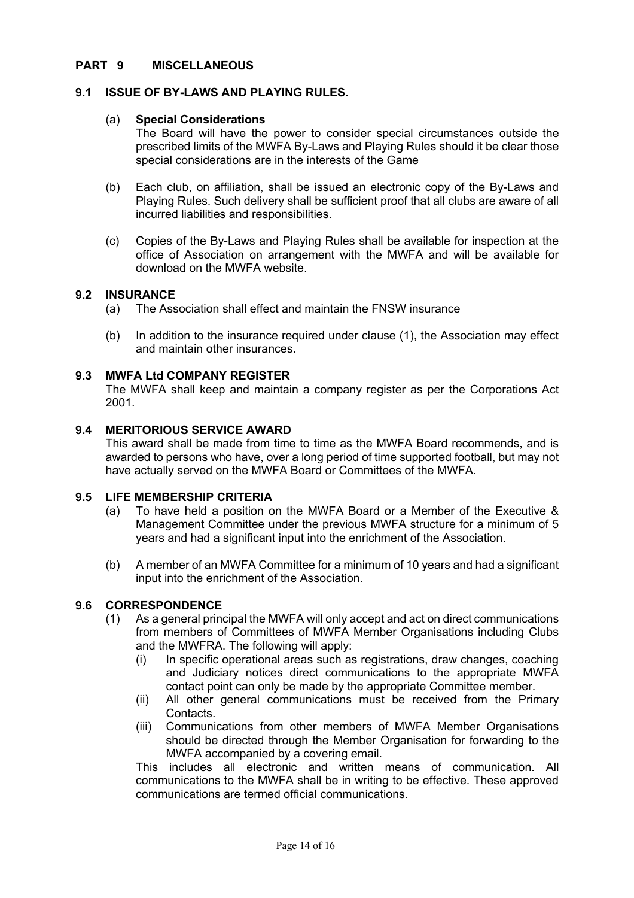## PART 9 MISCELLANEOUS

### 9.1 ISSUE OF BY-LAWS AND PLAYING RULES.

(a) **Special Considerations**
The Board will have the power to consider special circumstances outside the prescribed limits of the MWFA By-Laws and Playing Rules should it be clear those special considerations are in the interests of the Game

(b) Each club, on affiliation, shall be issued an electronic copy of the By-Laws and Playing Rules. Such delivery shall be sufficient proof that all clubs are aware of all incurred liabilities and responsibilities.

(c) Copies of the By-Laws and Playing Rules shall be available for inspection at the office of Association on arrangement with the MWFA and will be available for download on the MWFA website.

### 9.2 INSURANCE

(a) The Association shall effect and maintain the FNSW insurance

(b) In addition to the insurance required under clause (1), the Association may effect and maintain other insurances.

### 9.3 MWFA Ltd COMPANY REGISTER

The MWFA shall keep and maintain a company register as per the Corporations Act 2001.

### 9.4 MERITORIOUS SERVICE AWARD

This award shall be made from time to time as the MWFA Board recommends, and is awarded to persons who have, over a long period of time supported football, but may not have actually served on the MWFA Board or Committees of the MWFA.

### 9.5 LIFE MEMBERSHIP CRITERIA

(a) To have held a position on the MWFA Board or a Member of the Executive & Management Committee under the previous MWFA structure for a minimum of 5 years and had a significant input into the enrichment of the Association.

(b) A member of an MWFA Committee for a minimum of 10 years and had a significant input into the enrichment of the Association.

### 9.6 CORRESPONDENCE

(1) As a general principal the MWFA will only accept and act on direct communications from members of Committees of MWFA Member Organisations including Clubs and the MWFRA. The following will apply:

(i) In specific operational areas such as registrations, draw changes, coaching and Judiciary notices direct communications to the appropriate MWFA contact point can only be made by the appropriate Committee member.

(ii) All other general communications must be received from the Primary Contacts.

(iii) Communications from other members of MWFA Member Organisations should be directed through the Member Organisation for forwarding to the MWFA accompanied by a covering email.

This includes all electronic and written means of communication. All communications to the MWFA shall be in writing to be effective. These approved communications are termed official communications.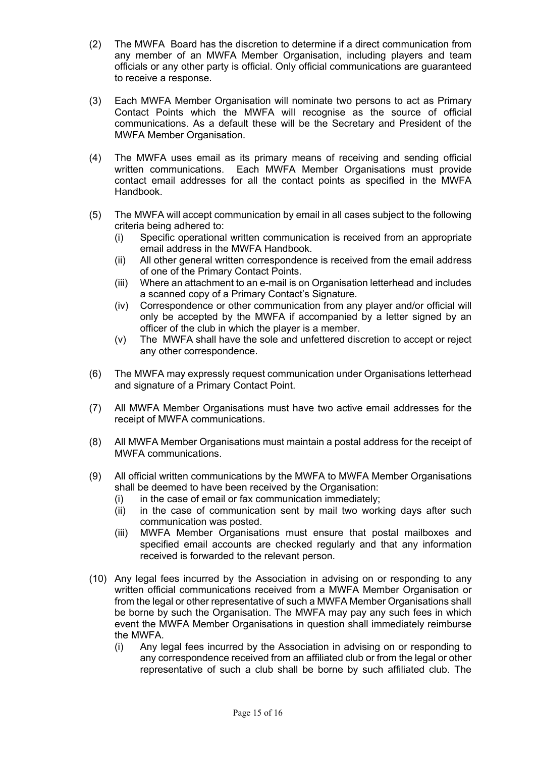(2) The MWFA Board has the discretion to determine if a direct communication from any member of an MWFA Member Organisation, including players and team officials or any other party is official. Only official communications are guaranteed to receive a response.

(3) Each MWFA Member Organisation will nominate two persons to act as Primary Contact Points which the MWFA will recognise as the source of official communications. As a default these will be the Secretary and President of the MWFA Member Organisation.

(4) The MWFA uses email as its primary means of receiving and sending official written communications. Each MWFA Member Organisations must provide contact email addresses for all the contact points as specified in the MWFA Handbook.

(5) The MWFA will accept communication by email in all cases subject to the following criteria being adhered to:
   - (i) Specific operational written communication is received from an appropriate email address in the MWFA Handbook.
   - (ii) All other general written correspondence is received from the email address of one of the Primary Contact Points.
   - (iii) Where an attachment to an e-mail is on Organisation letterhead and includes a scanned copy of a Primary Contact's Signature.
   - (iv) Correspondence or other communication from any player and/or official will only be accepted by the MWFA if accompanied by a letter signed by an officer of the club in which the player is a member.
   - (v) The MWFA shall have the sole and unfettered discretion to accept or reject any other correspondence.

(6) The MWFA may expressly request communication under Organisations letterhead and signature of a Primary Contact Point.

(7) All MWFA Member Organisations must have two active email addresses for the receipt of MWFA communications.

(8) All MWFA Member Organisations must maintain a postal address for the receipt of MWFA communications.

(9) All official written communications by the MWFA to MWFA Member Organisations shall be deemed to have been received by the Organisation:
   - (i) in the case of email or fax communication immediately;
   - (ii) in the case of communication sent by mail two working days after such communication was posted.
   - (iii) MWFA Member Organisations must ensure that postal mailboxes and specified email accounts are checked regularly and that any information received is forwarded to the relevant person.

(10) Any legal fees incurred by the Association in advising on or responding to any written official communications received from a MWFA Member Organisation or from the legal or other representative of such a MWFA Member Organisations shall be borne by such the Organisation. The MWFA may pay any such fees in which event the MWFA Member Organisations in question shall immediately reimburse the MWFA.
   - (i) Any legal fees incurred by the Association in advising on or responding to any correspondence received from an affiliated club or from the legal or other representative of such a club shall be borne by such affiliated club. The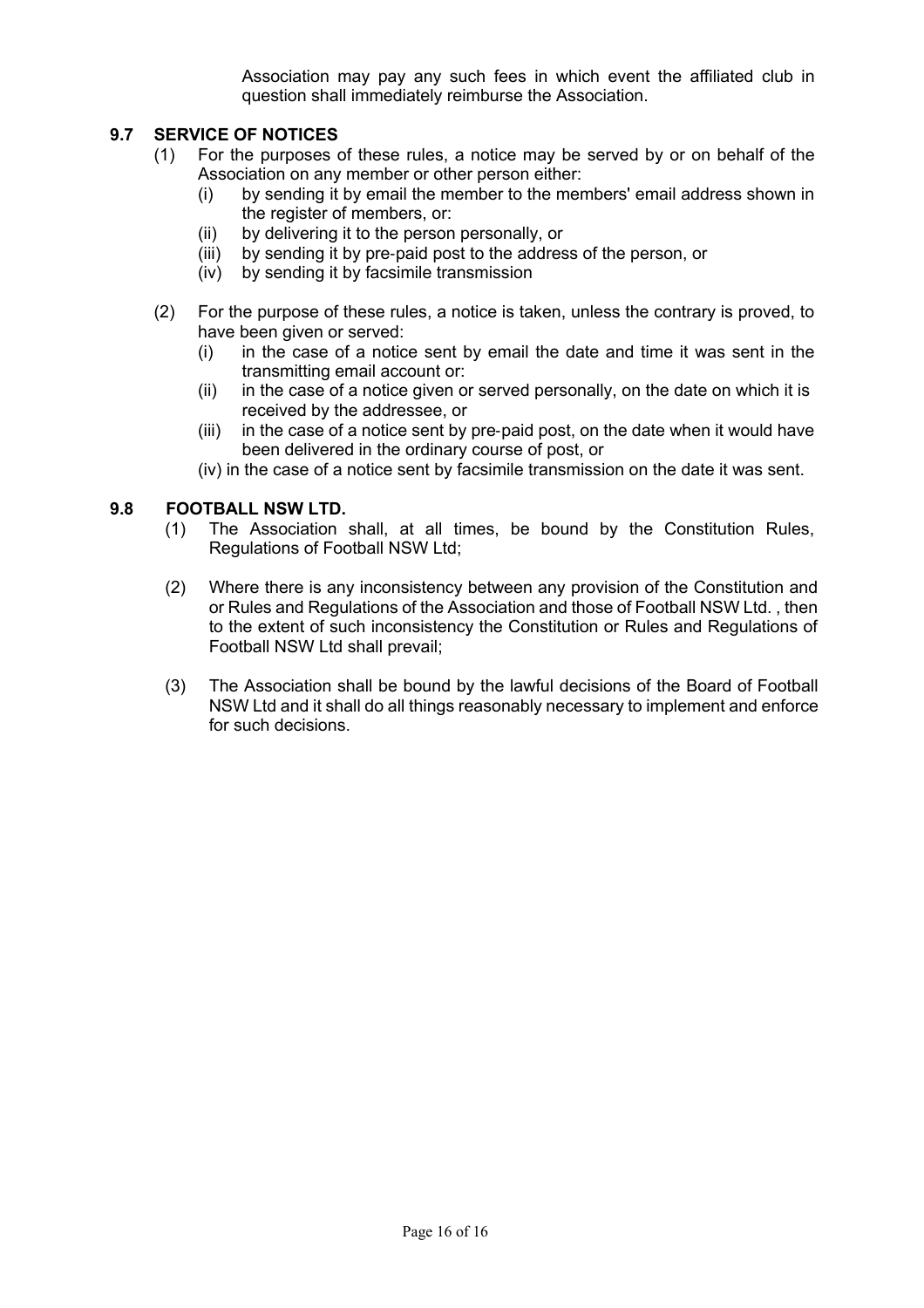Association may pay any such fees in which event the affiliated club in question shall immediately reimburse the Association.

### 9.7 SERVICE OF NOTICES

(1) For the purposes of these rules, a notice may be served by or on behalf of the Association on any member or other person either:

- (i) by sending it by email the member to the members' email address shown in the register of members, or:
- (ii) by delivering it to the person personally, or
- (iii) by sending it by pre-paid post to the address of the person, or
- (iv) by sending it by facsimile transmission

(2) For the purpose of these rules, a notice is taken, unless the contrary is proved, to have been given or served:

- (i) in the case of a notice sent by email the date and time it was sent in the transmitting email account or:
- (ii) in the case of a notice given or served personally, on the date on which it is received by the addressee, or
- (iii) in the case of a notice sent by pre-paid post, on the date when it would have been delivered in the ordinary course of post, or
- (iv) in the case of a notice sent by facsimile transmission on the date it was sent.

### 9.8 FOOTBALL NSW LTD.

(1) The Association shall, at all times, be bound by the Constitution Rules, Regulations of Football NSW Ltd;

(2) Where there is any inconsistency between any provision of the Constitution and or Rules and Regulations of the Association and those of Football NSW Ltd. , then to the extent of such inconsistency the Constitution or Rules and Regulations of Football NSW Ltd shall prevail;

(3) The Association shall be bound by the lawful decisions of the Board of Football NSW Ltd and it shall do all things reasonably necessary to implement and enforce for such decisions.